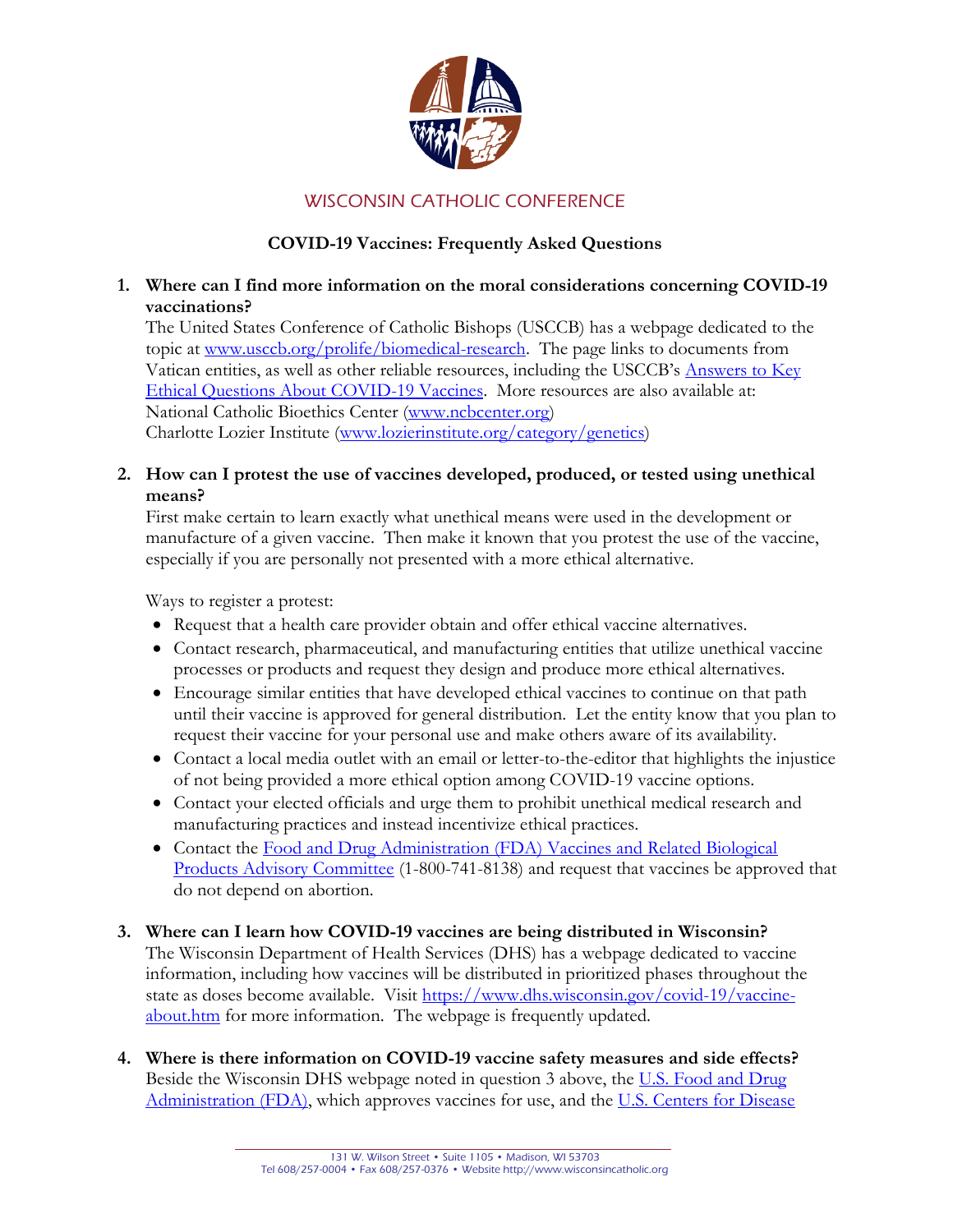WISCONSIN CATHOLIC CONFERENCE

## COVID-19 Vaccines: Frequently Asked Questions

1. **Where can I find more information on the moral considerations concerning COVID-19 vaccinations?**
   The United States Conference of Catholic Bishops (USCCB) has a webpage dedicated to the topic at www.usccb.org/prolife/biomedical-research. The page links to documents from Vatican entities, as well as other reliable resources, including the USCCB's Answers to Key Ethical Questions About COVID-19 Vaccines. More resources are also available at:
   National Catholic Bioethics Center (www.ncbcenter.org)
   Charlotte Lozier Institute (www.lozierinstitute.org/category/genetics)

2. **How can I protest the use of vaccines developed, produced, or tested using unethical means?**
   First make certain to learn exactly what unethical means were used in the development or manufacture of a given vaccine. Then make it known that you protest the use of the vaccine, especially if you are personally not presented with a more ethical alternative.

   Ways to register a protest:
   - Request that a health care provider obtain and offer ethical vaccine alternatives.
   - Contact research, pharmaceutical, and manufacturing entities that utilize unethical vaccine processes or products and request they design and produce more ethical alternatives.
   - Encourage similar entities that have developed ethical vaccines to continue on that path until their vaccine is approved for general distribution. Let the entity know that you plan to request their vaccine for your personal use and make others aware of its availability.
   - Contact a local media outlet with an email or letter-to-the-editor that highlights the injustice of not being provided a more ethical option among COVID-19 vaccine options.
   - Contact your elected officials and urge them to prohibit unethical medical research and manufacturing practices and instead incentivize ethical practices.
   - Contact the Food and Drug Administration (FDA) Vaccines and Related Biological Products Advisory Committee (1-800-741-8138) and request that vaccines be approved that do not depend on abortion.

3. **Where can I learn how COVID-19 vaccines are being distributed in Wisconsin?**
   The Wisconsin Department of Health Services (DHS) has a webpage dedicated to vaccine information, including how vaccines will be distributed in prioritized phases throughout the state as doses become available. Visit https://www.dhs.wisconsin.gov/covid-19/vaccine-about.htm for more information. The webpage is frequently updated.

4. **Where is there information on COVID-19 vaccine safety measures and side effects?**
   Beside the Wisconsin DHS webpage noted in question 3 above, the U.S. Food and Drug Administration (FDA), which approves vaccines for use, and the U.S. Centers for Disease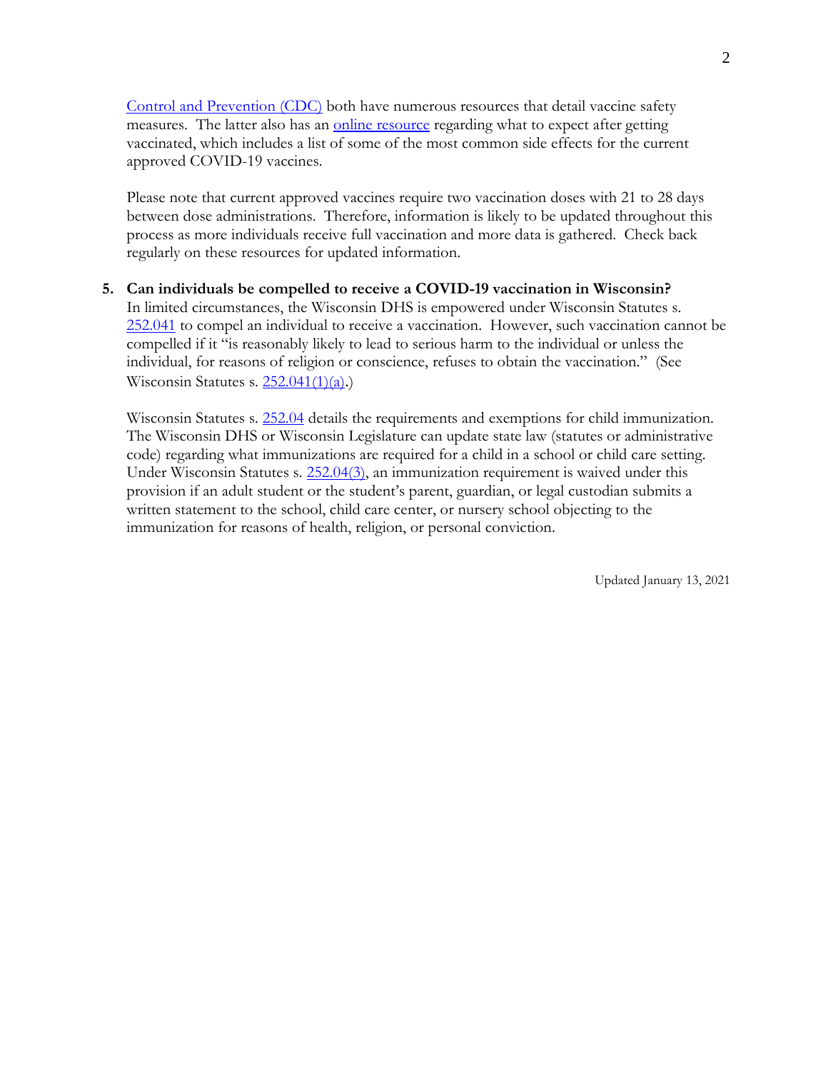Control and Prevention (CDC) both have numerous resources that detail vaccine safety measures. The latter also has an online resource regarding what to expect after getting vaccinated, which includes a list of some of the most common side effects for the current approved COVID-19 vaccines.

Please note that current approved vaccines require two vaccination doses with 21 to 28 days between dose administrations. Therefore, information is likely to be updated throughout this process as more individuals receive full vaccination and more data is gathered. Check back regularly on these resources for updated information.

5. **Can individuals be compelled to receive a COVID-19 vaccination in Wisconsin?**
   In limited circumstances, the Wisconsin DHS is empowered under Wisconsin Statutes s. 252.041 to compel an individual to receive a vaccination. However, such vaccination cannot be compelled if it "is reasonably likely to lead to serious harm to the individual or unless the individual, for reasons of religion or conscience, refuses to obtain the vaccination." (See Wisconsin Statutes s. 252.041(1)(a).)

   Wisconsin Statutes s. 252.04 details the requirements and exemptions for child immunization. The Wisconsin DHS or Wisconsin Legislature can update state law (statutes or administrative code) regarding what immunizations are required for a child in a school or child care setting. Under Wisconsin Statutes s. 252.04(3), an immunization requirement is waived under this provision if an adult student or the student's parent, guardian, or legal custodian submits a written statement to the school, child care center, or nursery school objecting to the immunization for reasons of health, religion, or personal conviction.

Updated January 13, 2021